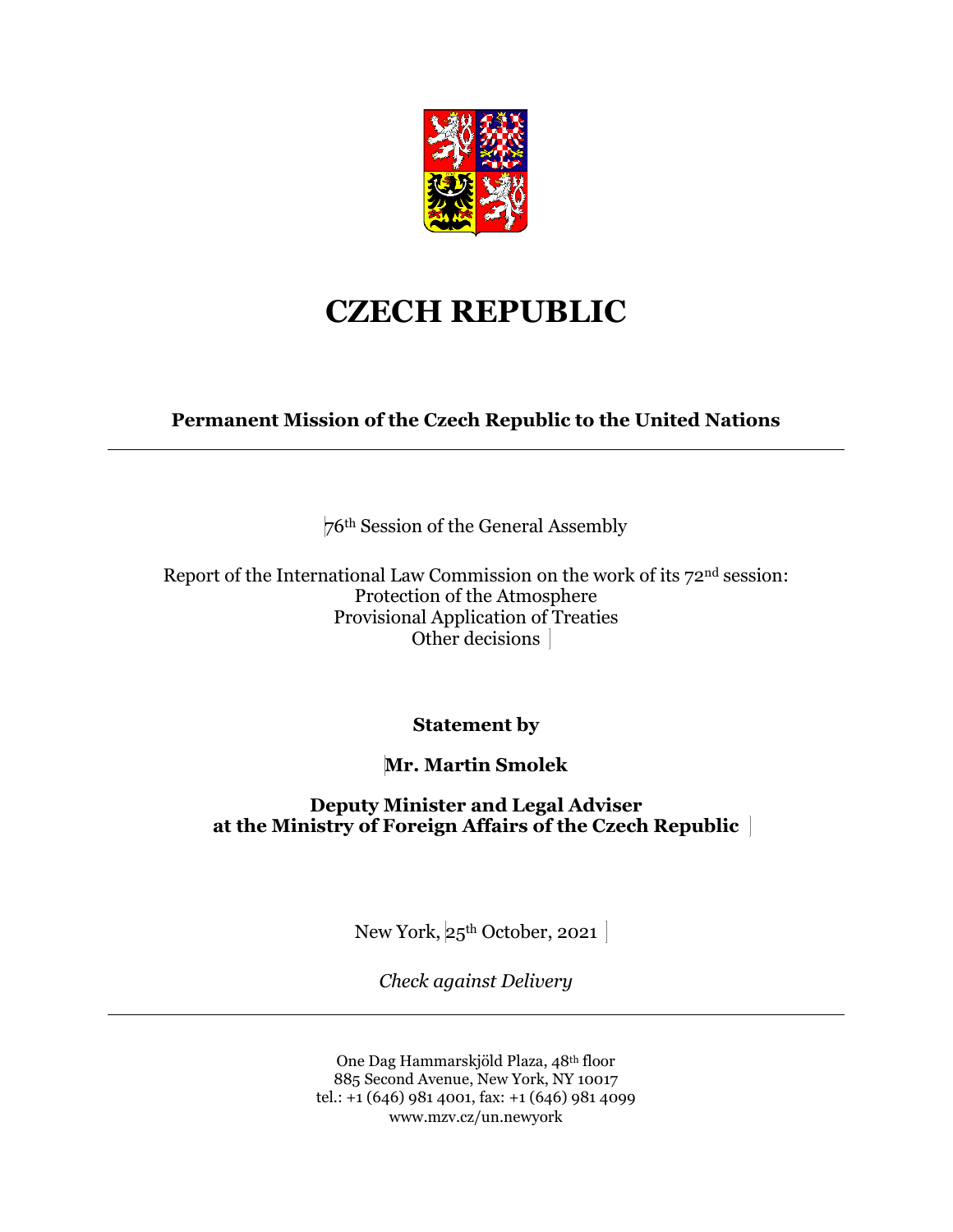# CZECH REPUBLIC

**Permanent Mission of the Czech Republic to the United Nations**

---

76th Session of the General Assembly

Report of the International Law Commission on the work of its 72nd session:
Protection of the Atmosphere
Provisional Application of Treaties
Other decisions

**Statement by**

**Mr. Martin Smolek**

**Deputy Minister and Legal Adviser at the Ministry of Foreign Affairs of the Czech Republic**

New York, 25th October, 2021

*Check against Delivery*

---

One Dag Hammarskjöld Plaza, 48th floor
885 Second Avenue, New York, NY 10017
tel.: +1 (646) 981 4001, fax: +1 (646) 981 4099
www.mzv.cz/un.newyork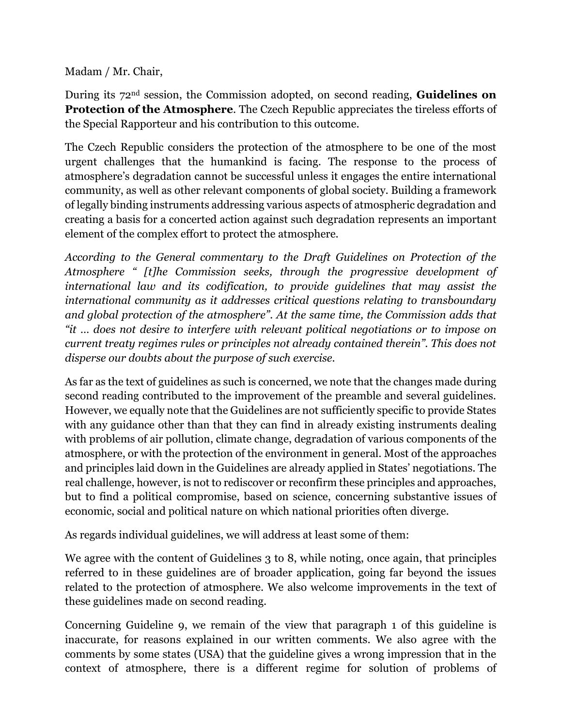Madam / Mr. Chair,

During its 72[nd] session, the Commission adopted, on second reading, **Guidelines on Protection of the Atmosphere**. The Czech Republic appreciates the tireless efforts of the Special Rapporteur and his contribution to this outcome.

The Czech Republic considers the protection of the atmosphere to be one of the most urgent challenges that the humankind is facing. The response to the process of atmosphere's degradation cannot be successful unless it engages the entire international community, as well as other relevant components of global society. Building a framework of legally binding instruments addressing various aspects of atmospheric degradation and creating a basis for a concerted action against such degradation represents an important element of the complex effort to protect the atmosphere.

*According to the General commentary to the Draft Guidelines on Protection of the Atmosphere " [t]he Commission seeks, through the progressive development of international law and its codification, to provide guidelines that may assist the international community as it addresses critical questions relating to transboundary and global protection of the atmosphere". At the same time, the Commission adds that "it … does not desire to interfere with relevant political negotiations or to impose on current treaty regimes rules or principles not already contained therein". This does not disperse our doubts about the purpose of such exercise.*

As far as the text of guidelines as such is concerned, we note that the changes made during second reading contributed to the improvement of the preamble and several guidelines. However, we equally note that the Guidelines are not sufficiently specific to provide States with any guidance other than that they can find in already existing instruments dealing with problems of air pollution, climate change, degradation of various components of the atmosphere, or with the protection of the environment in general. Most of the approaches and principles laid down in the Guidelines are already applied in States' negotiations. The real challenge, however, is not to rediscover or reconfirm these principles and approaches, but to find a political compromise, based on science, concerning substantive issues of economic, social and political nature on which national priorities often diverge.

As regards individual guidelines, we will address at least some of them:

We agree with the content of Guidelines 3 to 8, while noting, once again, that principles referred to in these guidelines are of broader application, going far beyond the issues related to the protection of atmosphere. We also welcome improvements in the text of these guidelines made on second reading.

Concerning Guideline 9, we remain of the view that paragraph 1 of this guideline is inaccurate, for reasons explained in our written comments. We also agree with the comments by some states (USA) that the guideline gives a wrong impression that in the context of atmosphere, there is a different regime for solution of problems of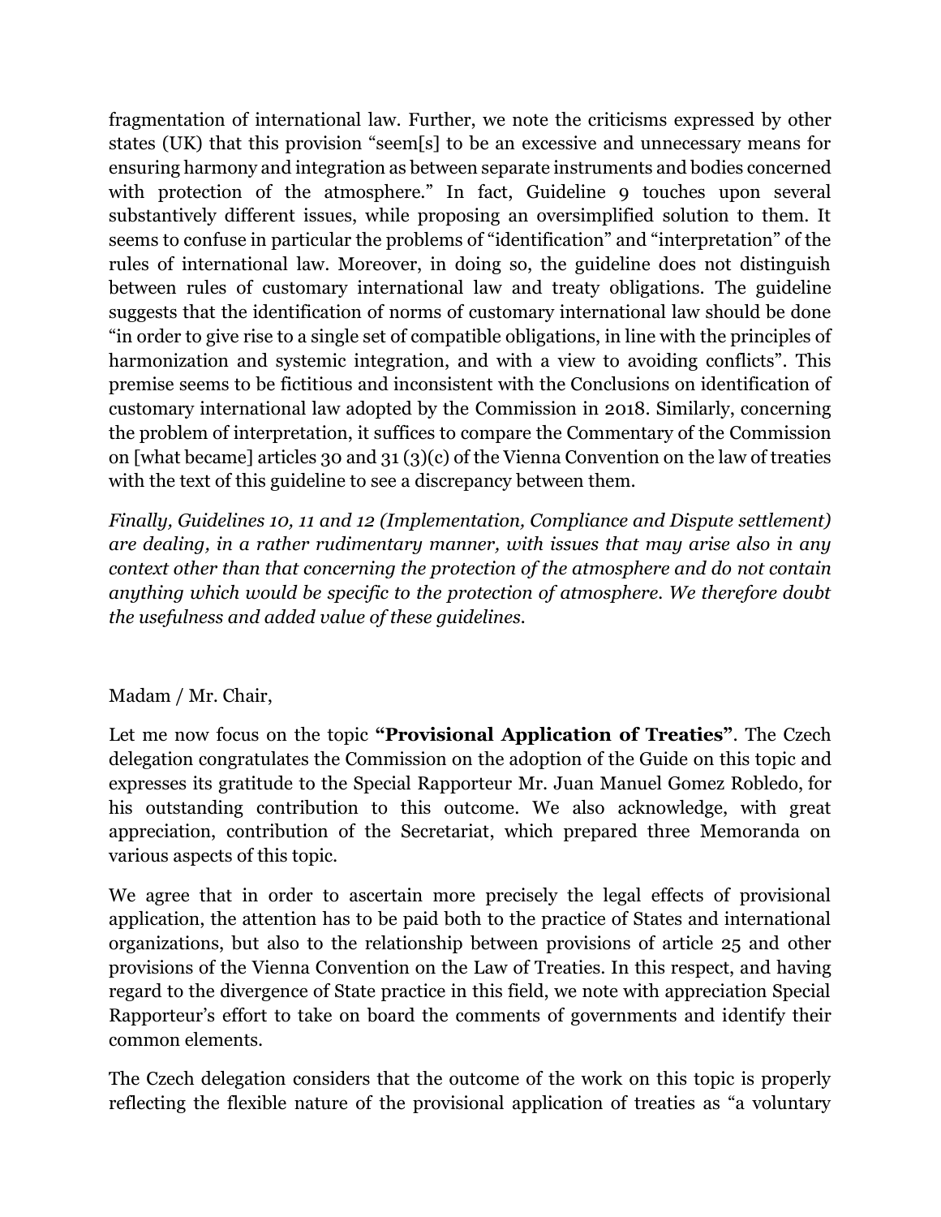fragmentation of international law. Further, we note the criticisms expressed by other states (UK) that this provision "seem[s] to be an excessive and unnecessary means for ensuring harmony and integration as between separate instruments and bodies concerned with protection of the atmosphere." In fact, Guideline 9 touches upon several substantively different issues, while proposing an oversimplified solution to them. It seems to confuse in particular the problems of "identification" and "interpretation" of the rules of international law. Moreover, in doing so, the guideline does not distinguish between rules of customary international law and treaty obligations. The guideline suggests that the identification of norms of customary international law should be done "in order to give rise to a single set of compatible obligations, in line with the principles of harmonization and systemic integration, and with a view to avoiding conflicts". This premise seems to be fictitious and inconsistent with the Conclusions on identification of customary international law adopted by the Commission in 2018. Similarly, concerning the problem of interpretation, it suffices to compare the Commentary of the Commission on [what became] articles 30 and 31 (3)(c) of the Vienna Convention on the law of treaties with the text of this guideline to see a discrepancy between them.

*Finally, Guidelines 10, 11 and 12 (Implementation, Compliance and Dispute settlement) are dealing, in a rather rudimentary manner, with issues that may arise also in any context other than that concerning the protection of the atmosphere and do not contain anything which would be specific to the protection of atmosphere. We therefore doubt the usefulness and added value of these guidelines.*

Madam / Mr. Chair,

Let me now focus on the topic **"Provisional Application of Treaties"**. The Czech delegation congratulates the Commission on the adoption of the Guide on this topic and expresses its gratitude to the Special Rapporteur Mr. Juan Manuel Gomez Robledo, for his outstanding contribution to this outcome. We also acknowledge, with great appreciation, contribution of the Secretariat, which prepared three Memoranda on various aspects of this topic.

We agree that in order to ascertain more precisely the legal effects of provisional application, the attention has to be paid both to the practice of States and international organizations, but also to the relationship between provisions of article 25 and other provisions of the Vienna Convention on the Law of Treaties. In this respect, and having regard to the divergence of State practice in this field, we note with appreciation Special Rapporteur's effort to take on board the comments of governments and identify their common elements.

The Czech delegation considers that the outcome of the work on this topic is properly reflecting the flexible nature of the provisional application of treaties as "a voluntary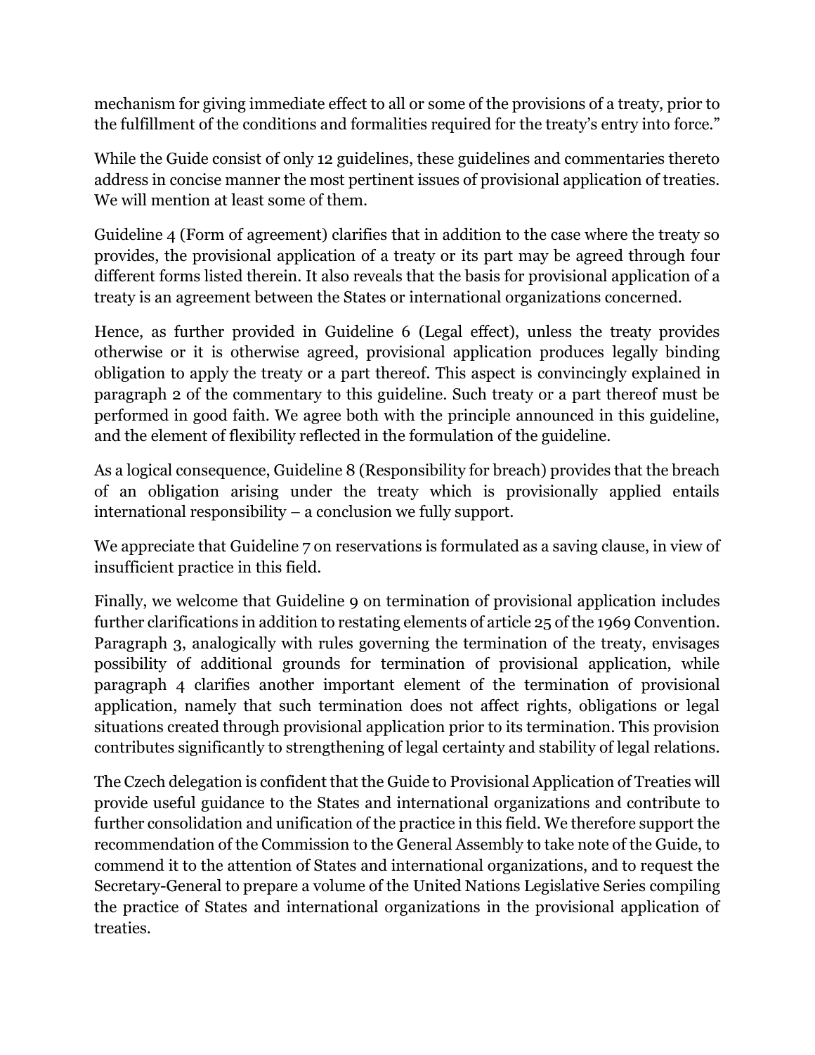mechanism for giving immediate effect to all or some of the provisions of a treaty, prior to the fulfillment of the conditions and formalities required for the treaty's entry into force."

While the Guide consist of only 12 guidelines, these guidelines and commentaries thereto address in concise manner the most pertinent issues of provisional application of treaties. We will mention at least some of them.

Guideline 4 (Form of agreement) clarifies that in addition to the case where the treaty so provides, the provisional application of a treaty or its part may be agreed through four different forms listed therein. It also reveals that the basis for provisional application of a treaty is an agreement between the States or international organizations concerned.

Hence, as further provided in Guideline 6 (Legal effect), unless the treaty provides otherwise or it is otherwise agreed, provisional application produces legally binding obligation to apply the treaty or a part thereof. This aspect is convincingly explained in paragraph 2 of the commentary to this guideline. Such treaty or a part thereof must be performed in good faith. We agree both with the principle announced in this guideline, and the element of flexibility reflected in the formulation of the guideline.

As a logical consequence, Guideline 8 (Responsibility for breach) provides that the breach of an obligation arising under the treaty which is provisionally applied entails international responsibility – a conclusion we fully support.

We appreciate that Guideline 7 on reservations is formulated as a saving clause, in view of insufficient practice in this field.

Finally, we welcome that Guideline 9 on termination of provisional application includes further clarifications in addition to restating elements of article 25 of the 1969 Convention. Paragraph 3, analogically with rules governing the termination of the treaty, envisages possibility of additional grounds for termination of provisional application, while paragraph 4 clarifies another important element of the termination of provisional application, namely that such termination does not affect rights, obligations or legal situations created through provisional application prior to its termination. This provision contributes significantly to strengthening of legal certainty and stability of legal relations.

The Czech delegation is confident that the Guide to Provisional Application of Treaties will provide useful guidance to the States and international organizations and contribute to further consolidation and unification of the practice in this field. We therefore support the recommendation of the Commission to the General Assembly to take note of the Guide, to commend it to the attention of States and international organizations, and to request the Secretary-General to prepare a volume of the United Nations Legislative Series compiling the practice of States and international organizations in the provisional application of treaties.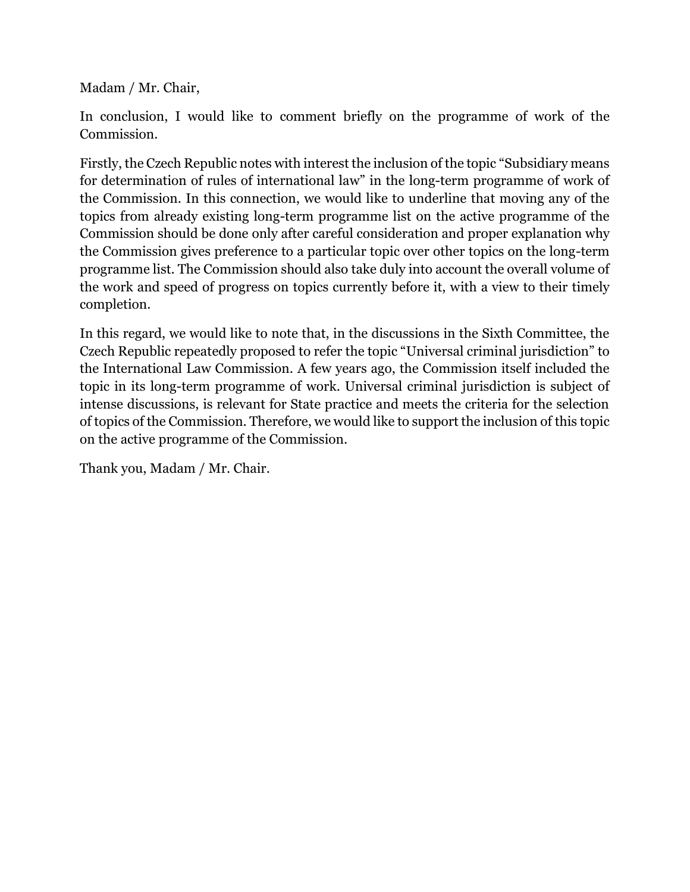Madam / Mr. Chair,

In conclusion, I would like to comment briefly on the programme of work of the Commission.

Firstly, the Czech Republic notes with interest the inclusion of the topic "Subsidiary means for determination of rules of international law" in the long-term programme of work of the Commission. In this connection, we would like to underline that moving any of the topics from already existing long-term programme list on the active programme of the Commission should be done only after careful consideration and proper explanation why the Commission gives preference to a particular topic over other topics on the long-term programme list. The Commission should also take duly into account the overall volume of the work and speed of progress on topics currently before it, with a view to their timely completion.

In this regard, we would like to note that, in the discussions in the Sixth Committee, the Czech Republic repeatedly proposed to refer the topic "Universal criminal jurisdiction" to the International Law Commission. A few years ago, the Commission itself included the topic in its long-term programme of work. Universal criminal jurisdiction is subject of intense discussions, is relevant for State practice and meets the criteria for the selection of topics of the Commission. Therefore, we would like to support the inclusion of this topic on the active programme of the Commission.

Thank you, Madam / Mr. Chair.